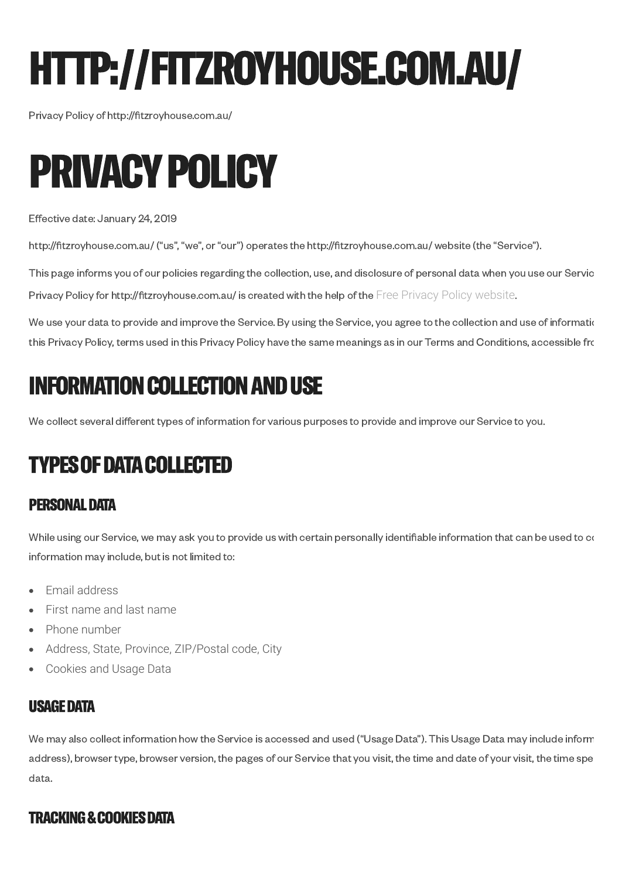# HTTP://FITZROYHOUSE.COM.AU/

Privacy Policy of http://fitzroyhouse.com.au/

# PRIVACY POLICY

Effective date: January 24, 2019

http://fitzroyhouse.com.au/ ("us", "we", or "our") operates the http://fitzroyhouse.com.au/ website (the "Service").

This page informs you of our policies regarding the collection, use, and disclosure of personal data when you use our Servic

Privacy Policy for http://fitzroyhouse.com.au/ is created with the help of the Free Privacy Policy website.

We use your data to provide and improve the Service. By using the Service, you agree to the collection and use of informatic this Privacy Policy, terms used in this Privacy Policy have the same meanings as in our Terms and Conditions, accessible fro

## INFORMATION COLLECTION AND USE

We collect several different types of information for various purposes to provide and improve our Service to you.

## TYPES OF DATA COLLECTED

### PERSONAL DATA

While using our Service, we may ask you to provide us with certain personally identifiable information that can be used to co information may include, but is not limited to:

- Email address
- First name and last name
- Phone number
- Address, State, Province, ZIP/Postal code, City
- Cookies and Usage Data

### USAGE DATA

We may also collect information how the Service is accessed and used ("Usage Data"). This Usage Data may include inform address), browser type, browser version, the pages of our Service that you visit, the time and date of your visit, the time spe data.

### TRACKING & COOKIES DATA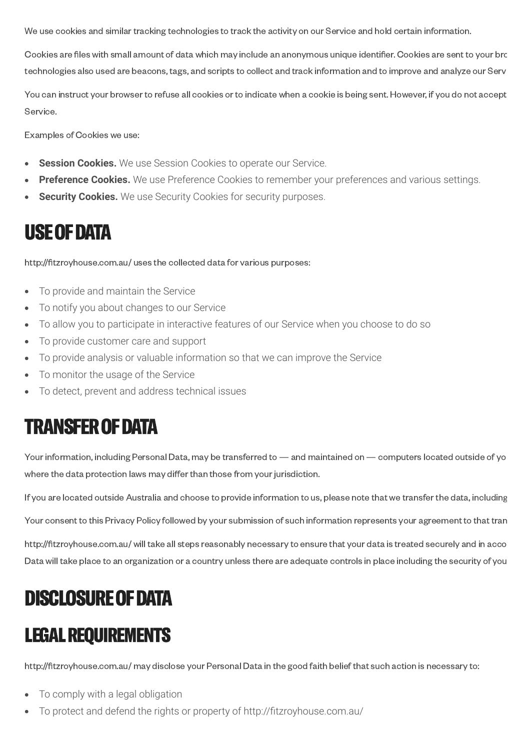We use cookies and similar tracking technologies to track the activity on our Service and hold certain information.

Cookies are files with small amount of data which may include an anonymous unique identifier. Cookies are sent to your bro technologies also used are beacons, tags, and scripts to collect and track information and to improve and analyze our Serv

You can instruct your browser to refuse all cookies or to indicate when a cookie is being sent. However, if you do not accept Service.

Examples of Cookies we use:

- **Session Cookies.** We use Session Cookies to operate our Service.
- **Preference Cookies.** We use Preference Cookies to remember your preferences and various settings.
- **Security Cookies.** We use Security Cookies for security purposes.

# USE OF DATA

http://fitzroyhouse.com.au/ uses the collected data for various purposes:

- To provide and maintain the Service
- To notify you about changes to our Service
- To allow you to participate in interactive features of our Service when you choose to do so
- To provide customer care and support
- To provide analysis or valuable information so that we can improve the Service
- To monitor the usage of the Service
- To detect, prevent and address technical issues

# TRANSFER OF DATA

Your information, including Personal Data, may be transferred to — and maintained on — computers located outside of yo where the data protection laws may differ than those from your jurisdiction.

If you are located outside Australia and choose to provide information to us, please note that we transfer the data, including

Your consent to this Privacy Policy followed by your submission of such information represents your agreement to that tran

http://fitzroyhouse.com.au/ will take all steps reasonably necessary to ensure that your data is treated securely and in acco Data will take place to an organization or a country unless there are adequate controls in place including the security of you

# DISCLOSURE OF DATA

# LEGAL REQUIREMENTS

http://fitzroyhouse.com.au/ may disclose your Personal Data in the good faith belief that such action is necessary to:

- To comply with a legal obligation
- To protect and defend the rights or property of http://fitzroyhouse.com.au/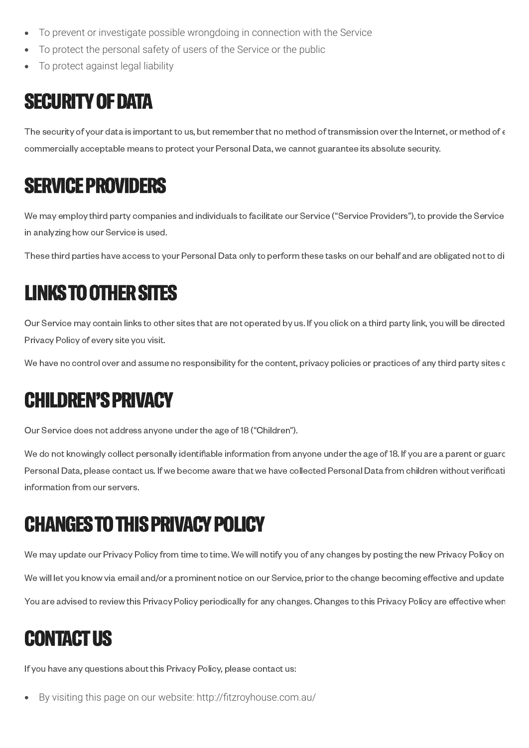- To prevent or investigate possible wrongdoing in connection with the Service
- To protect the personal safety of users of the Service or the public
- To protect against legal liability

## SECURITY OF DATA

The security of your data is important to us, but remember that no method of transmission over the Internet, or method of e commercially acceptable means to protect your Personal Data, we cannot guarantee its absolute security.

## SERVICE PROVIDERS

We may employ third party companies and individuals to facilitate our Service ("Service Providers"), to provide the Service in analyzing how our Service is used.

These third parties have access to your Personal Data only to perform these tasks on our behalf and are obligated not to di

## LINKS TO OTHER SITES

Our Service may contain links to other sites that are not operated by us. If you click on a third party link, you will be directed Privacy Policy of every site you visit.

We have no control over and assume no responsibility for the content, privacy policies or practices of any third party sites o

## CHILDREN'S PRIVACY

Our Service does not address anyone under the age of 18 ("Children").

We do not knowingly collect personally identifiable information from anyone under the age of 18. If you are a parent or guard Personal Data, please contact us. If we become aware that we have collected Personal Data from children without verificati information from our servers.

## CHANGES TO THIS PRIVACY POLICY

We may update our Privacy Policy from time to time. We will notify you of any changes by posting the new Privacy Policy on

We will let you know via email and/or a prominent notice on our Service, prior to the change becoming effective and update

You are advised to review this Privacy Policy periodically for any changes. Changes to this Privacy Policy are effective when

## CONTACT US

If you have any questions about this Privacy Policy, please contact us:

- By visiting this page on our website: http://fitzroyhouse.com.au/